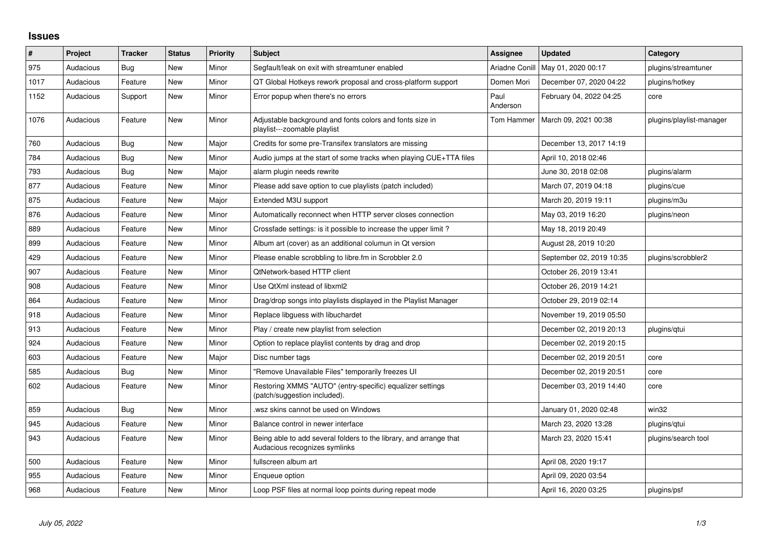## Issues

| # | Project | Tracker | Status | Priority | Subject | Assignee | Updated | Category |
|---|---|---|---|---|---|---|---|---|
| 975 | Audacious | Bug | New | Minor | Segfault/leak on exit with streamtuner enabled | Ariadne Conill | May 01, 2020 00:17 | plugins/streamtuner |
| 1017 | Audacious | Feature | New | Minor | QT Global Hotkeys rework proposal and cross-platform support | Domen Mori | December 07, 2020 04:22 | plugins/hotkey |
| 1152 | Audacious | Support | New | Minor | Error popup when there's no errors | Paul Anderson | February 04, 2022 04:25 | core |
| 1076 | Audacious | Feature | New | Minor | Adjustable background and fonts colors and fonts size in playlist---zoomable playlist | Tom Hammer | March 09, 2021 00:38 | plugins/playlist-manager |
| 760 | Audacious | Bug | New | Major | Credits for some pre-Transifex translators are missing | | December 13, 2017 14:19 | |
| 784 | Audacious | Bug | New | Minor | Audio jumps at the start of some tracks when playing CUE+TTA files | | April 10, 2018 02:46 | |
| 793 | Audacious | Bug | New | Major | alarm plugin needs rewrite | | June 30, 2018 02:08 | plugins/alarm |
| 877 | Audacious | Feature | New | Minor | Please add save option to cue playlists (patch included) | | March 07, 2019 04:18 | plugins/cue |
| 875 | Audacious | Feature | New | Major | Extended M3U support | | March 20, 2019 19:11 | plugins/m3u |
| 876 | Audacious | Feature | New | Minor | Automatically reconnect when HTTP server closes connection | | May 03, 2019 16:20 | plugins/neon |
| 889 | Audacious | Feature | New | Minor | Crossfade settings: is it possible to increase the upper limit ? | | May 18, 2019 20:49 | |
| 899 | Audacious | Feature | New | Minor | Album art (cover) as an additional columun in Qt version | | August 28, 2019 10:20 | |
| 429 | Audacious | Feature | New | Minor | Please enable scrobbling to libre.fm in Scrobbler 2.0 | | September 02, 2019 10:35 | plugins/scrobbler2 |
| 907 | Audacious | Feature | New | Minor | QtNetwork-based HTTP client | | October 26, 2019 13:41 | |
| 908 | Audacious | Feature | New | Minor | Use QtXml instead of libxml2 | | October 26, 2019 14:21 | |
| 864 | Audacious | Feature | New | Minor | Drag/drop songs into playlists displayed in the Playlist Manager | | October 29, 2019 02:14 | |
| 918 | Audacious | Feature | New | Minor | Replace libguess with libuchardet | | November 19, 2019 05:50 | |
| 913 | Audacious | Feature | New | Minor | Play / create new playlist from selection | | December 02, 2019 20:13 | plugins/qtui |
| 924 | Audacious | Feature | New | Minor | Option to replace playlist contents by drag and drop | | December 02, 2019 20:15 | |
| 603 | Audacious | Feature | New | Major | Disc number tags | | December 02, 2019 20:51 | core |
| 585 | Audacious | Bug | New | Minor | "Remove Unavailable Files" temporarily freezes UI | | December 02, 2019 20:51 | core |
| 602 | Audacious | Feature | New | Minor | Restoring XMMS "AUTO" (entry-specific) equalizer settings (patch/suggestion included). | | December 03, 2019 14:40 | core |
| 859 | Audacious | Bug | New | Minor | .wsz skins cannot be used on Windows | | January 01, 2020 02:48 | win32 |
| 945 | Audacious | Feature | New | Minor | Balance control in newer interface | | March 23, 2020 13:28 | plugins/qtui |
| 943 | Audacious | Feature | New | Minor | Being able to add several folders to the library, and arrange that Audacious recognizes symlinks | | March 23, 2020 15:41 | plugins/search tool |
| 500 | Audacious | Feature | New | Minor | fullscreen album art | | April 08, 2020 19:17 | |
| 955 | Audacious | Feature | New | Minor | Enqueue option | | April 09, 2020 03:54 | |
| 968 | Audacious | Feature | New | Minor | Loop PSF files at normal loop points during repeat mode | | April 16, 2020 03:25 | plugins/psf |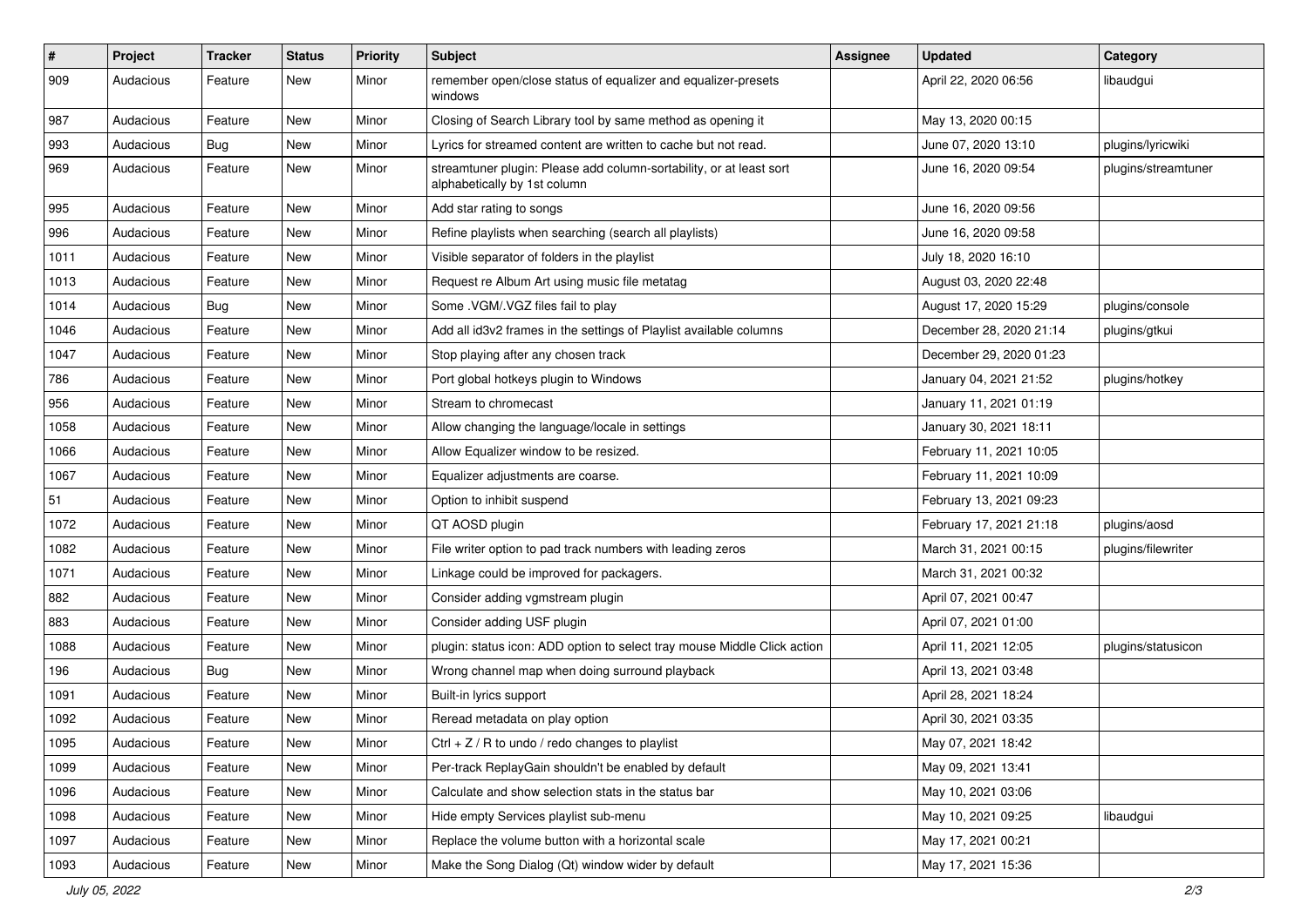| # | Project | Tracker | Status | Priority | Subject | Assignee | Updated | Category |
|---|---|---|---|---|---|---|---|---|
| 909 | Audacious | Feature | New | Minor | remember open/close status of equalizer and equalizer-presets windows | | April 22, 2020 06:56 | libaudgui |
| 987 | Audacious | Feature | New | Minor | Closing of Search Library tool by same method as opening it | | May 13, 2020 00:15 | |
| 993 | Audacious | Bug | New | Minor | Lyrics for streamed content are written to cache but not read. | | June 07, 2020 13:10 | plugins/lyricwiki |
| 969 | Audacious | Feature | New | Minor | streamtuner plugin: Please add column-sortability, or at least sort alphabetically by 1st column | | June 16, 2020 09:54 | plugins/streamtuner |
| 995 | Audacious | Feature | New | Minor | Add star rating to songs | | June 16, 2020 09:56 | |
| 996 | Audacious | Feature | New | Minor | Refine playlists when searching (search all playlists) | | June 16, 2020 09:58 | |
| 1011 | Audacious | Feature | New | Minor | Visible separator of folders in the playlist | | July 18, 2020 16:10 | |
| 1013 | Audacious | Feature | New | Minor | Request re Album Art using music file metatag | | August 03, 2020 22:48 | |
| 1014 | Audacious | Bug | New | Minor | Some .VGM/.VGZ files fail to play | | August 17, 2020 15:29 | plugins/console |
| 1046 | Audacious | Feature | New | Minor | Add all id3v2 frames in the settings of Playlist available columns | | December 28, 2020 21:14 | plugins/gtkui |
| 1047 | Audacious | Feature | New | Minor | Stop playing after any chosen track | | December 29, 2020 01:23 | |
| 786 | Audacious | Feature | New | Minor | Port global hotkeys plugin to Windows | | January 04, 2021 21:52 | plugins/hotkey |
| 956 | Audacious | Feature | New | Minor | Stream to chromecast | | January 11, 2021 01:19 | |
| 1058 | Audacious | Feature | New | Minor | Allow changing the language/locale in settings | | January 30, 2021 18:11 | |
| 1066 | Audacious | Feature | New | Minor | Allow Equalizer window to be resized. | | February 11, 2021 10:05 | |
| 1067 | Audacious | Feature | New | Minor | Equalizer adjustments are coarse. | | February 11, 2021 10:09 | |
| 51 | Audacious | Feature | New | Minor | Option to inhibit suspend | | February 13, 2021 09:23 | |
| 1072 | Audacious | Feature | New | Minor | QT AOSD plugin | | February 17, 2021 21:18 | plugins/aosd |
| 1082 | Audacious | Feature | New | Minor | File writer option to pad track numbers with leading zeros | | March 31, 2021 00:15 | plugins/filewriter |
| 1071 | Audacious | Feature | New | Minor | Linkage could be improved for packagers. | | March 31, 2021 00:32 | |
| 882 | Audacious | Feature | New | Minor | Consider adding vgmstream plugin | | April 07, 2021 00:47 | |
| 883 | Audacious | Feature | New | Minor | Consider adding USF plugin | | April 07, 2021 01:00 | |
| 1088 | Audacious | Feature | New | Minor | plugin: status icon: ADD option to select tray mouse Middle Click action | | April 11, 2021 12:05 | plugins/statusicon |
| 196 | Audacious | Bug | New | Minor | Wrong channel map when doing surround playback | | April 13, 2021 03:48 | |
| 1091 | Audacious | Feature | New | Minor | Built-in lyrics support | | April 28, 2021 18:24 | |
| 1092 | Audacious | Feature | New | Minor | Reread metadata on play option | | April 30, 2021 03:35 | |
| 1095 | Audacious | Feature | New | Minor | Ctrl + Z / R to undo / redo changes to playlist | | May 07, 2021 18:42 | |
| 1099 | Audacious | Feature | New | Minor | Per-track ReplayGain shouldn't be enabled by default | | May 09, 2021 13:41 | |
| 1096 | Audacious | Feature | New | Minor | Calculate and show selection stats in the status bar | | May 10, 2021 03:06 | |
| 1098 | Audacious | Feature | New | Minor | Hide empty Services playlist sub-menu | | May 10, 2021 09:25 | libaudgui |
| 1097 | Audacious | Feature | New | Minor | Replace the volume button with a horizontal scale | | May 17, 2021 00:21 | |
| 1093 | Audacious | Feature | New | Minor | Make the Song Dialog (Qt) window wider by default | | May 17, 2021 15:36 | |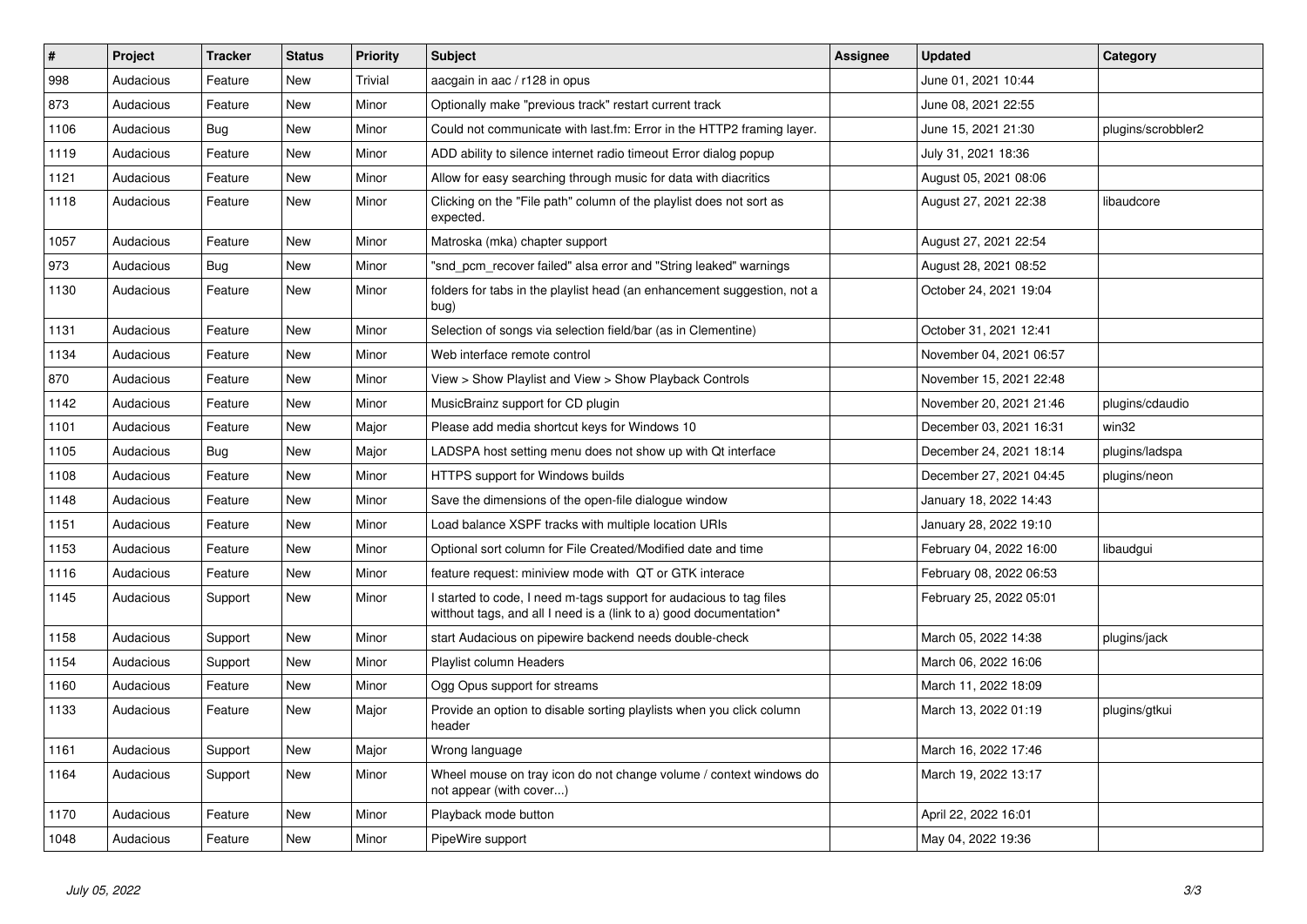| # | Project | Tracker | Status | Priority | Subject | Assignee | Updated | Category |
|---|---|---|---|---|---|---|---|---|
| 998 | Audacious | Feature | New | Trivial | aacgain in aac / r128 in opus | | June 01, 2021 10:44 | |
| 873 | Audacious | Feature | New | Minor | Optionally make "previous track" restart current track | | June 08, 2021 22:55 | |
| 1106 | Audacious | Bug | New | Minor | Could not communicate with last.fm: Error in the HTTP2 framing layer. | | June 15, 2021 21:30 | plugins/scrobbler2 |
| 1119 | Audacious | Feature | New | Minor | ADD ability to silence internet radio timeout Error dialog popup | | July 31, 2021 18:36 | |
| 1121 | Audacious | Feature | New | Minor | Allow for easy searching through music for data with diacritics | | August 05, 2021 08:06 | |
| 1118 | Audacious | Feature | New | Minor | Clicking on the "File path" column of the playlist does not sort as expected. | | August 27, 2021 22:38 | libaudcore |
| 1057 | Audacious | Feature | New | Minor | Matroska (mka) chapter support | | August 27, 2021 22:54 | |
| 973 | Audacious | Bug | New | Minor | "snd_pcm_recover failed" alsa error and "String leaked" warnings | | August 28, 2021 08:52 | |
| 1130 | Audacious | Feature | New | Minor | folders for tabs in the playlist head (an enhancement suggestion, not a bug) | | October 24, 2021 19:04 | |
| 1131 | Audacious | Feature | New | Minor | Selection of songs via selection field/bar (as in Clementine) | | October 31, 2021 12:41 | |
| 1134 | Audacious | Feature | New | Minor | Web interface remote control | | November 04, 2021 06:57 | |
| 870 | Audacious | Feature | New | Minor | View > Show Playlist and View > Show Playback Controls | | November 15, 2021 22:48 | |
| 1142 | Audacious | Feature | New | Minor | MusicBrainz support for CD plugin | | November 20, 2021 21:46 | plugins/cdaudio |
| 1101 | Audacious | Feature | New | Major | Please add media shortcut keys for Windows 10 | | December 03, 2021 16:31 | win32 |
| 1105 | Audacious | Bug | New | Major | LADSPA host setting menu does not show up with Qt interface | | December 24, 2021 18:14 | plugins/ladspa |
| 1108 | Audacious | Feature | New | Minor | HTTPS support for Windows builds | | December 27, 2021 04:45 | plugins/neon |
| 1148 | Audacious | Feature | New | Minor | Save the dimensions of the open-file dialogue window | | January 18, 2022 14:43 | |
| 1151 | Audacious | Feature | New | Minor | Load balance XSPF tracks with multiple location URIs | | January 28, 2022 19:10 | |
| 1153 | Audacious | Feature | New | Minor | Optional sort column for File Created/Modified date and time | | February 04, 2022 16:00 | libaudgui |
| 1116 | Audacious | Feature | New | Minor | feature request: miniview mode with QT or GTK interace | | February 08, 2022 06:53 | |
| 1145 | Audacious | Support | New | Minor | I started to code, I need m-tags support for audacious to tag files witthout tags, and all I need is a (link to a) good documentation* | | February 25, 2022 05:01 | |
| 1158 | Audacious | Support | New | Minor | start Audacious on pipewire backend needs double-check | | March 05, 2022 14:38 | plugins/jack |
| 1154 | Audacious | Support | New | Minor | Playlist column Headers | | March 06, 2022 16:06 | |
| 1160 | Audacious | Feature | New | Minor | Ogg Opus support for streams | | March 11, 2022 18:09 | |
| 1133 | Audacious | Feature | New | Major | Provide an option to disable sorting playlists when you click column header | | March 13, 2022 01:19 | plugins/gtkui |
| 1161 | Audacious | Support | New | Major | Wrong language | | March 16, 2022 17:46 | |
| 1164 | Audacious | Support | New | Minor | Wheel mouse on tray icon do not change volume / context windows do not appear (with cover...) | | March 19, 2022 13:17 | |
| 1170 | Audacious | Feature | New | Minor | Playback mode button | | April 22, 2022 16:01 | |
| 1048 | Audacious | Feature | New | Minor | PipeWire support | | May 04, 2022 19:36 | |